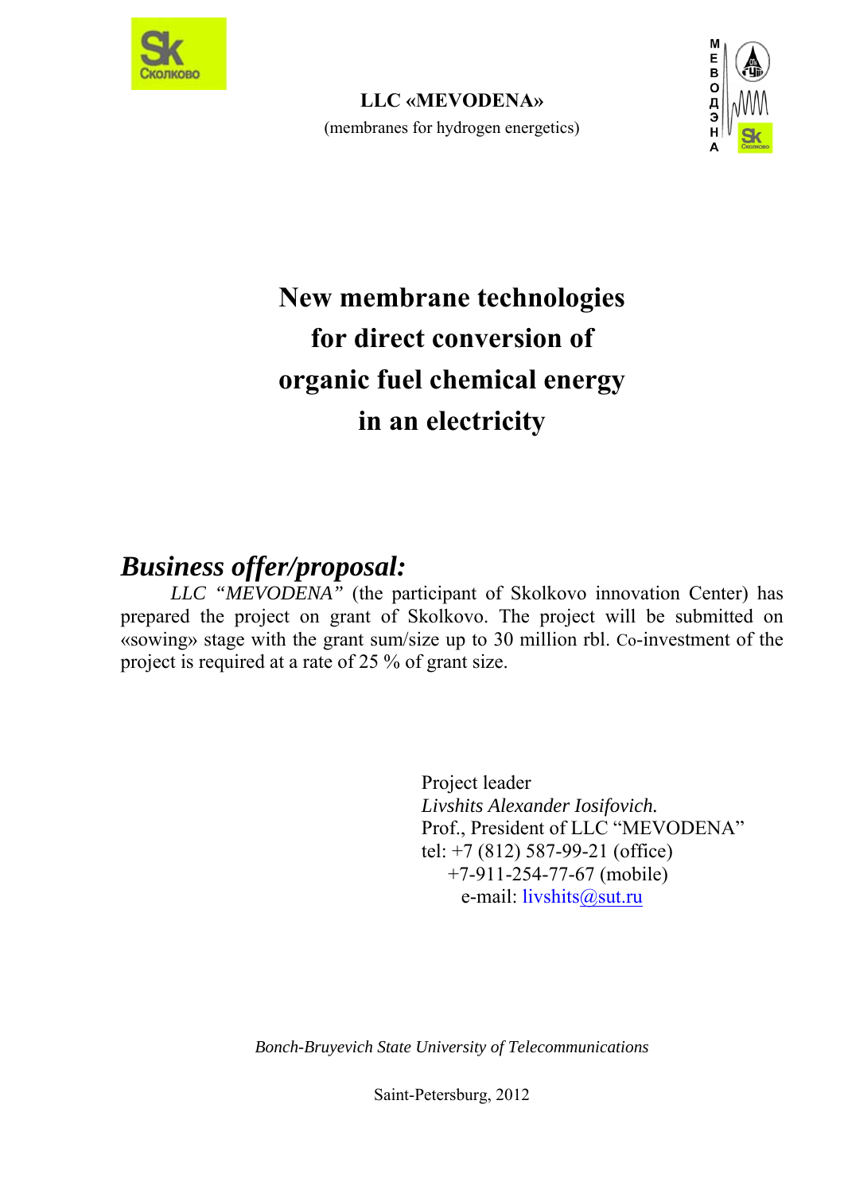**LLC «MEVODENA»**

(membranes for hydrogen energetics)

# New membrane technologies for direct conversion of organic fuel chemical energy in an electricity

## *Business offer/proposal:*

*LLC "MEVODENA"* (the participant of Skolkovo innovation Center) has prepared the project on grant of Skolkovo. The project will be submitted on «sowing» stage with the grant sum/size up to 30 million rbl. Co-investment of the project is required at a rate of 25 % of grant size.

Project leader
*Livshits Alexander Iosifovich.*
Prof., President of LLC "MEVODENA"
tel: +7 (812) 587-99-21 (office)
+7-911-254-77-67 (mobile)
e-mail: livshits@sut.ru

*Bonch-Bruyevich State University of Telecommunications*

Saint-Petersburg, 2012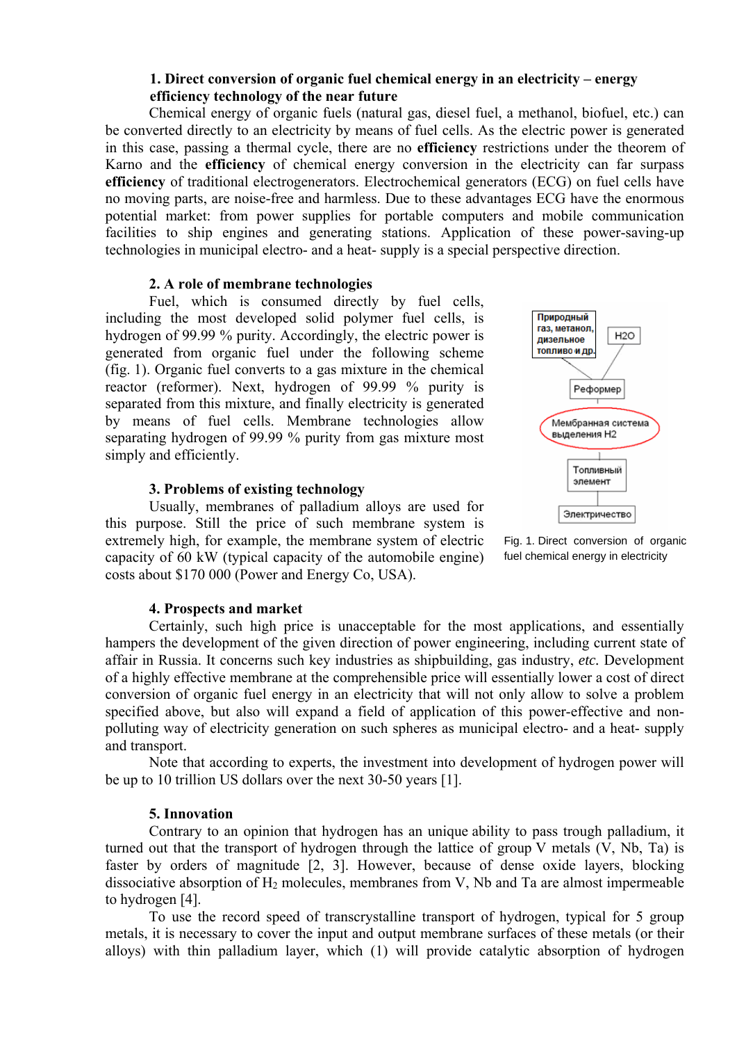### 1. Direct conversion of organic fuel chemical energy in an electricity – energy efficiency technology of the near future

Chemical energy of organic fuels (natural gas, diesel fuel, a methanol, biofuel, etc.) can be converted directly to an electricity by means of fuel cells. As the electric power is generated in this case, passing a thermal cycle, there are no **efficiency** restrictions under the theorem of Karno and the **efficiency** of chemical energy conversion in the electricity can far surpass **efficiency** of traditional electrogenerators. Electrochemical generators (ECG) on fuel cells have no moving parts, are noise-free and harmless. Due to these advantages ECG have the enormous potential market: from power supplies for portable computers and mobile communication facilities to ship engines and generating stations. Application of these power-saving-up technologies in municipal electro- and a heat- supply is a special perspective direction.

### 2. A role of membrane technologies

Fuel, which is consumed directly by fuel cells, including the most developed solid polymer fuel cells, is hydrogen of 99.99 % purity. Accordingly, the electric power is generated from organic fuel under the following scheme (fig. 1). Organic fuel converts to a gas mixture in the chemical reactor (reformer). Next, hydrogen of 99.99 % purity is separated from this mixture, and finally electricity is generated by means of fuel cells. Membrane technologies allow separating hydrogen of 99.99 % purity from gas mixture most simply and efficiently.

Природный газ, метанол, дизельное топливо и др. | H2O | Реформер | Мембранная система выделения H2 | Топливный элемент | Электричество

Fig. 1. Direct conversion of organic fuel chemical energy in electricity

### 3. Problems of existing technology

Usually, membranes of palladium alloys are used for this purpose. Still the price of such membrane system is extremely high, for example, the membrane system of electric capacity of 60 kW (typical capacity of the automobile engine) costs about $170 000 (Power and Energy Co, USA).

### 4. Prospects and market

Certainly, such high price is unacceptable for the most applications, and essentially hampers the development of the given direction of power engineering, including current state of affair in Russia. It concerns such key industries as shipbuilding, gas industry, *etc.* Development of a highly effective membrane at the comprehensible price will essentially lower a cost of direct conversion of organic fuel energy in an electricity that will not only allow to solve a problem specified above, but also will expand a field of application of this power-effective and non-polluting way of electricity generation on such spheres as municipal electro- and a heat- supply and transport.

Note that according to experts, the investment into development of hydrogen power will be up to 10 trillion US dollars over the next 30-50 years [1].

### 5. Innovation

Contrary to an opinion that hydrogen has an unique ability to pass trough palladium, it turned out that the transport of hydrogen through the lattice of group V metals (V, Nb, Ta) is faster by orders of magnitude [2, 3]. However, because of dense oxide layers, blocking dissociative absorption of $H_2$ molecules, membranes from V, Nb and Ta are almost impermeable to hydrogen [4].

To use the record speed of transcrystalline transport of hydrogen, typical for 5 group metals, it is necessary to cover the input and output membrane surfaces of these metals (or their alloys) with thin palladium layer, which (1) will provide catalytic absorption of hydrogen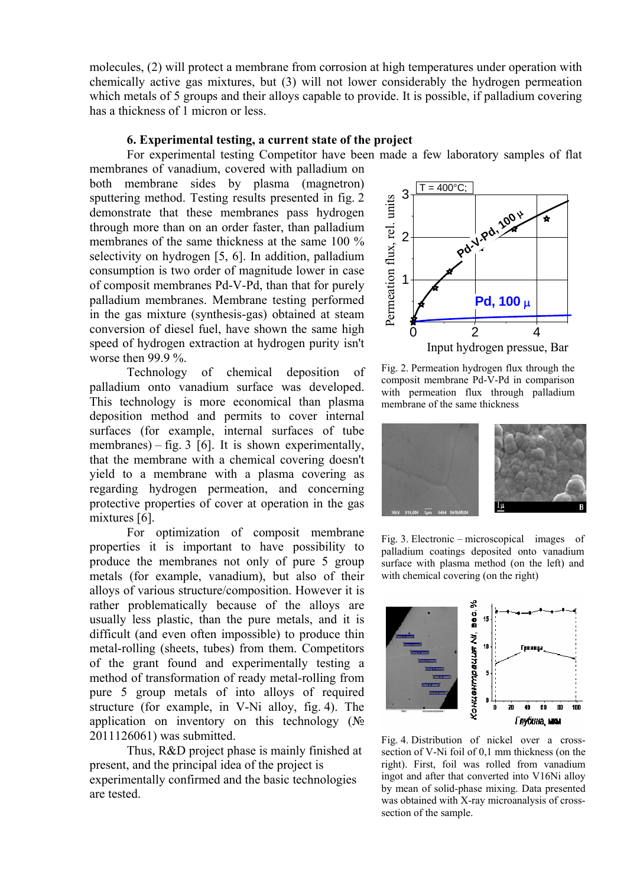molecules, (2) will protect a membrane from corrosion at high temperatures under operation with chemically active gas mixtures, but (3) will not lower considerably the hydrogen permeation which metals of 5 groups and their alloys capable to provide. It is possible, if palladium covering has a thickness of 1 micron or less.

### 6. Experimental testing, a current state of the project

For experimental testing Competitor have been made a few laboratory samples of flat membranes of vanadium, covered with palladium on both membrane sides by plasma (magnetron) sputtering method. Testing results presented in fig. 2 demonstrate that these membranes pass hydrogen through more than on an order faster, than palladium membranes of the same thickness at the same 100 % selectivity on hydrogen [5, 6]. In addition, palladium consumption is two order of magnitude lower in case of composit membranes Pd-V-Pd, than that for purely palladium membranes. Membrane testing performed in the gas mixture (synthesis-gas) obtained at steam conversion of diesel fuel, have shown the same high speed of hydrogen extraction at hydrogen purity isn't worse then 99.9 %.

Fig. 2. Permeation hydrogen flux through the composit membrane Pd-V-Pd in comparison with permeation flux through palladium membrane of the same thickness

Technology of chemical deposition of palladium onto vanadium surface was developed. This technology is more economical than plasma deposition method and permits to cover internal surfaces (for example, internal surfaces of tube membranes) – fig. 3 [6]. It is shown experimentally, that the membrane with a chemical covering doesn't yield to a membrane with a plasma covering as regarding hydrogen permeation, and concerning protective properties of cover at operation in the gas mixtures [6].

Fig. 3. Electronic – microscopical images of palladium coatings deposited onto vanadium surface with plasma method (on the left) and with chemical covering (on the right)

For optimization of composit membrane properties it is important to have possibility to produce the membranes not only of pure 5 group metals (for example, vanadium), but also of their alloys of various structure/composition. However it is rather problematically because of the alloys are usually less plastic, than the pure metals, and it is difficult (and even often impossible) to produce thin metal-rolling (sheets, tubes) from them. Competitors of the grant found and experimentally testing a method of transformation of ready metal-rolling from pure 5 group metals of into alloys of required structure (for example, in V-Ni alloy, fig. 4). The application on inventory on this technology (№ 2011126061) was submitted.

Fig. 4. Distribution of nickel over a cross-section of V-Ni foil of 0,1 mm thickness (on the right). First, foil was rolled from vanadium ingot and after that converted into V16Ni alloy by mean of solid-phase mixing. Data presented was obtained with X-ray microanalysis of cross-section of the sample.

Thus, R&D project phase is mainly finished at present, and the principal idea of the project is experimentally confirmed and the basic technologies are tested.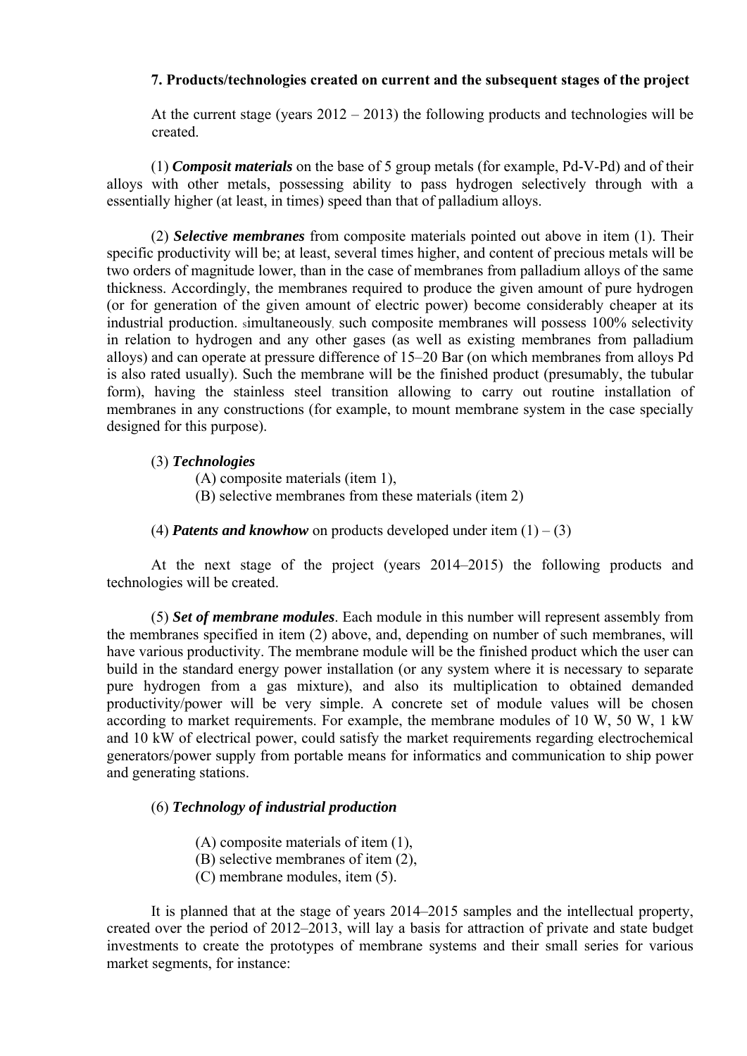### 7. Products/technologies created on current and the subsequent stages of the project

At the current stage (years 2012 – 2013) the following products and technologies will be created.

(1) ***Composit materials*** on the base of 5 group metals (for example, Pd-V-Pd) and of their alloys with other metals, possessing ability to pass hydrogen selectively through with a essentially higher (at least, in times) speed than that of palladium alloys.

(2) ***Selective membranes*** from composite materials pointed out above in item (1). Their specific productivity will be; at least, several times higher, and content of precious metals will be two orders of magnitude lower, than in the case of membranes from palladium alloys of the same thickness. Accordingly, the membranes required to produce the given amount of pure hydrogen (or for generation of the given amount of electric power) become considerably cheaper at its industrial production. simultaneously, such composite membranes will possess 100% selectivity in relation to hydrogen and any other gases (as well as existing membranes from palladium alloys) and can operate at pressure difference of 15–20 Bar (on which membranes from alloys Pd is also rated usually). Such the membrane will be the finished product (presumably, the tubular form), having the stainless steel transition allowing to carry out routine installation of membranes in any constructions (for example, to mount membrane system in the case specially designed for this purpose).

(3) ***Technologies***

(A) composite materials (item 1),
(B) selective membranes from these materials (item 2)

(4) ***Patents and knowhow*** on products developed under item (1) – (3)

At the next stage of the project (years 2014–2015) the following products and technologies will be created.

(5) ***Set of membrane modules***. Each module in this number will represent assembly from the membranes specified in item (2) above, and, depending on number of such membranes, will have various productivity. The membrane module will be the finished product which the user can build in the standard energy power installation (or any system where it is necessary to separate pure hydrogen from a gas mixture), and also its multiplication to obtained demanded productivity/power will be very simple. A concrete set of module values will be chosen according to market requirements. For example, the membrane modules of 10 W, 50 W, 1 kW and 10 kW of electrical power, could satisfy the market requirements regarding electrochemical generators/power supply from portable means for informatics and communication to ship power and generating stations.

(6) ***Technology of industrial production***

(A) composite materials of item (1),
(B) selective membranes of item (2),
(C) membrane modules, item (5).

It is planned that at the stage of years 2014–2015 samples and the intellectual property, created over the period of 2012–2013, will lay a basis for attraction of private and state budget investments to create the prototypes of membrane systems and their small series for various market segments, for instance: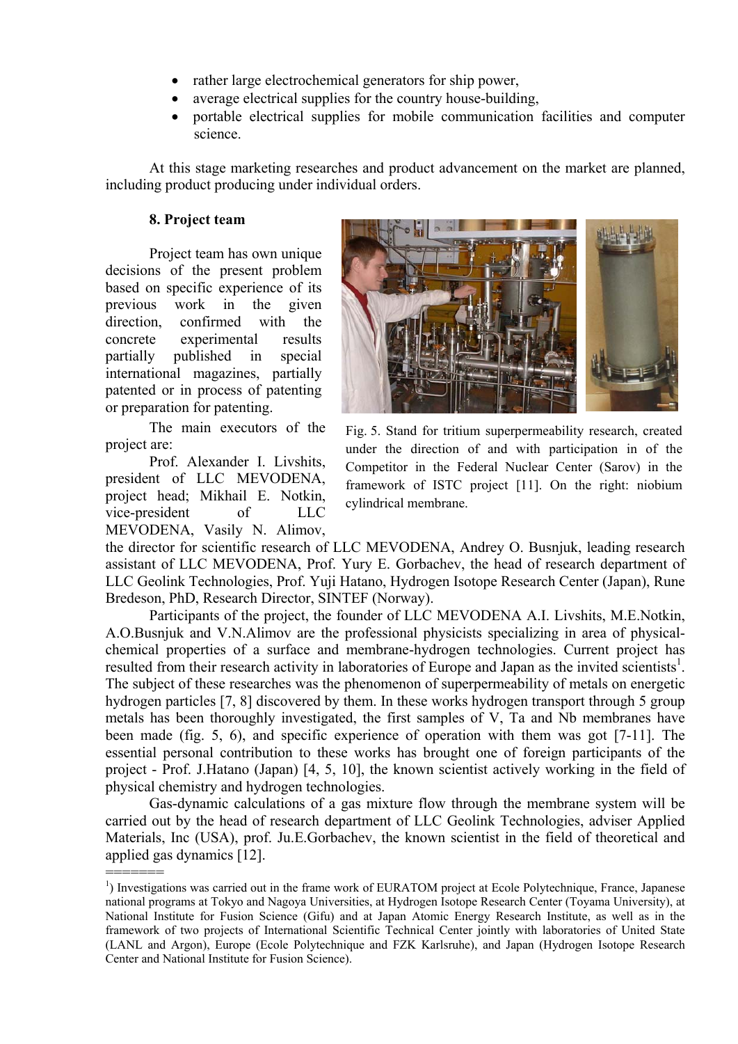- rather large electrochemical generators for ship power,
- average electrical supplies for the country house-building,
- portable electrical supplies for mobile communication facilities and computer science.

At this stage marketing researches and product advancement on the market are planned, including product producing under individual orders.

**8. Project team**

Project team has own unique decisions of the present problem based on specific experience of its previous work in the given direction, confirmed with the concrete experimental results partially published in special international magazines, partially patented or in process of patenting or preparation for patenting.

Fig. 5. Stand for tritium superpermeability research, created under the direction of and with participation in of the Competitor in the Federal Nuclear Center (Sarov) in the framework of ISTC project [11]. On the right: niobium cylindrical membrane.

The main executors of the project are:

Prof. Alexander I. Livshits, president of LLC MEVODENA, project head; Mikhail E. Notkin, vice-president of LLC MEVODENA, Vasily N. Alimov, the director for scientific research of LLC MEVODENA, Andrey O. Busnjuk, leading research assistant of LLC MEVODENA, Prof. Yury E. Gorbachev, the head of research department of LLC Geolink Technologies, Prof. Yuji Hatano, Hydrogen Isotope Research Center (Japan), Rune Bredeson, PhD, Research Director, SINTEF (Norway).

Participants of the project, the founder of LLC MEVODENA A.I. Livshits, M.E.Notkin, A.O.Busnjuk and V.N.Alimov are the professional physicists specializing in area of physical-chemical properties of a surface and membrane-hydrogen technologies. Current project has resulted from their research activity in laboratories of Europe and Japan as the invited scientists[1]. The subject of these researches was the phenomenon of superpermeability of metals on energetic hydrogen particles [7, 8] discovered by them. In these works hydrogen transport through 5 group metals has been thoroughly investigated, the first samples of V, Ta and Nb membranes have been made (fig. 5, 6), and specific experience of operation with them was got [7-11]. The essential personal contribution to these works has brought one of foreign participants of the project - Prof. J.Hatano (Japan) [4, 5, 10], the known scientist actively working in the field of physical chemistry and hydrogen technologies.

Gas-dynamic calculations of a gas mixture flow through the membrane system will be carried out by the head of research department of LLC Geolink Technologies, adviser Applied Materials, Inc (USA), prof. Ju.E.Gorbachev, the known scientist in the field of theoretical and applied gas dynamics [12].

=======

[1]) Investigations was carried out in the frame work of EURATOM project at Ecole Polytechnique, France, Japanese national programs at Tokyo and Nagoya Universities, at Hydrogen Isotope Research Center (Toyama University), at National Institute for Fusion Science (Gifu) and at Japan Atomic Energy Research Institute, as well as in the framework of two projects of International Scientific Technical Center jointly with laboratories of United State (LANL and Argon), Europe (Ecole Polytechnique and FZK Karlsruhe), and Japan (Hydrogen Isotope Research Center and National Institute for Fusion Science).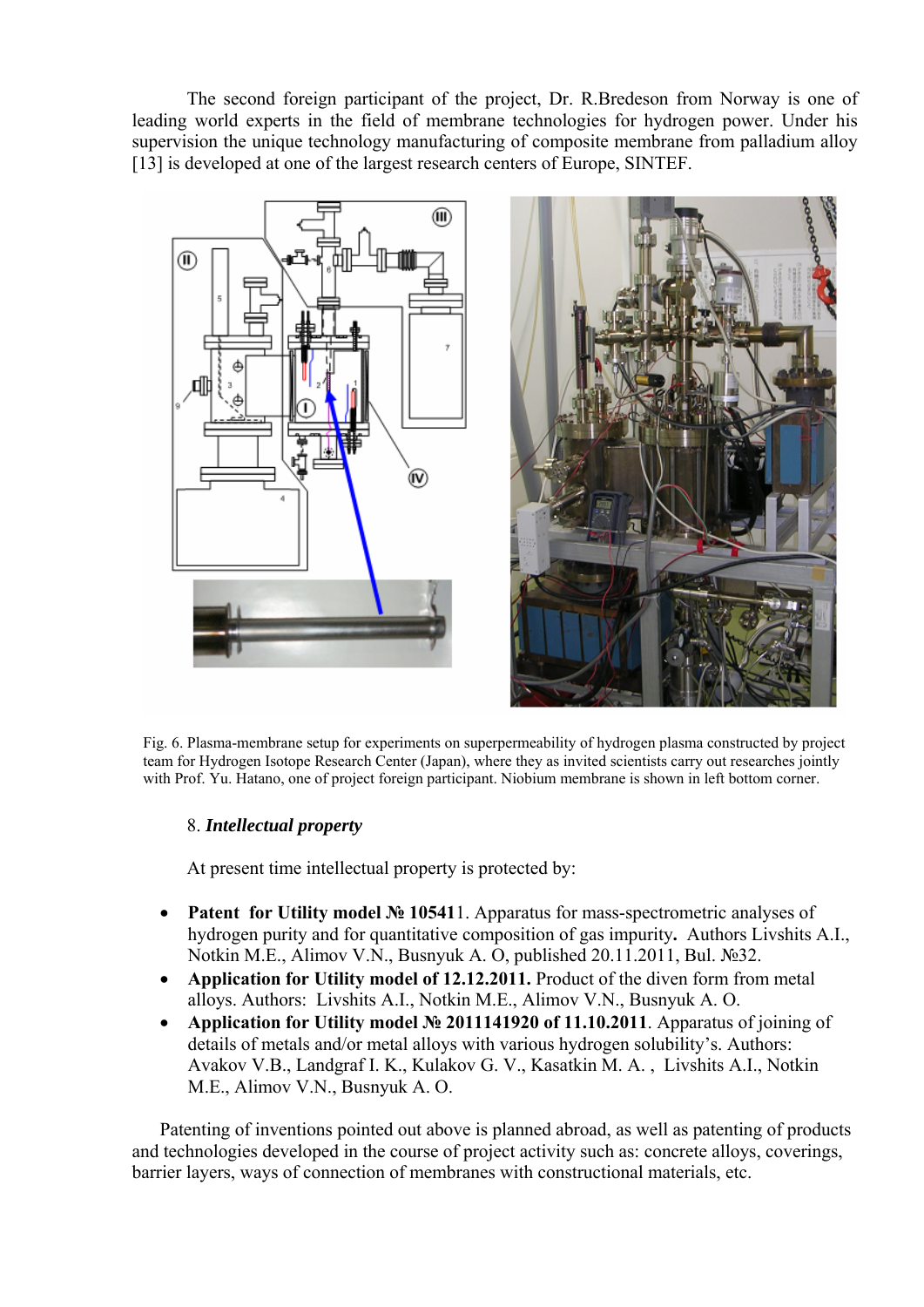The second foreign participant of the project, Dr. R.Bredeson from Norway is one of leading world experts in the field of membrane technologies for hydrogen power. Under his supervision the unique technology manufacturing of composite membrane from palladium alloy [13] is developed at one of the largest research centers of Europe, SINTEF.

Fig. 6. Plasma-membrane setup for experiments on superpermeability of hydrogen plasma constructed by project team for Hydrogen Isotope Research Center (Japan), where they as invited scientists carry out researches jointly with Prof. Yu. Hatano, one of project foreign participant. Niobium membrane is shown in left bottom corner.

8. ***Intellectual property***

At present time intellectual property is protected by:

- **Patent for Utility model № 10541**1. Apparatus for mass-spectrometric analyses of hydrogen purity and for quantitative composition of gas impurity**.** Authors Livshits A.I., Notkin M.E., Alimov V.N., Busnyuk A. O, published 20.11.2011, Bul. №32.
- **Application for Utility model of 12.12.2011.** Product of the diven form from metal alloys. Authors: Livshits A.I., Notkin M.E., Alimov V.N., Busnyuk A. O.
- **Application for Utility model № 2011141920 of 11.10.2011**. Apparatus of joining of details of metals and/or metal alloys with various hydrogen solubility's. Authors: Avakov V.B., Landgraf I. K., Kulakov G. V., Kasatkin M. A. , Livshits A.I., Notkin M.E., Alimov V.N., Busnyuk A. O.

Patenting of inventions pointed out above is planned abroad, as well as patenting of products and technologies developed in the course of project activity such as: concrete alloys, coverings, barrier layers, ways of connection of membranes with constructional materials, etc.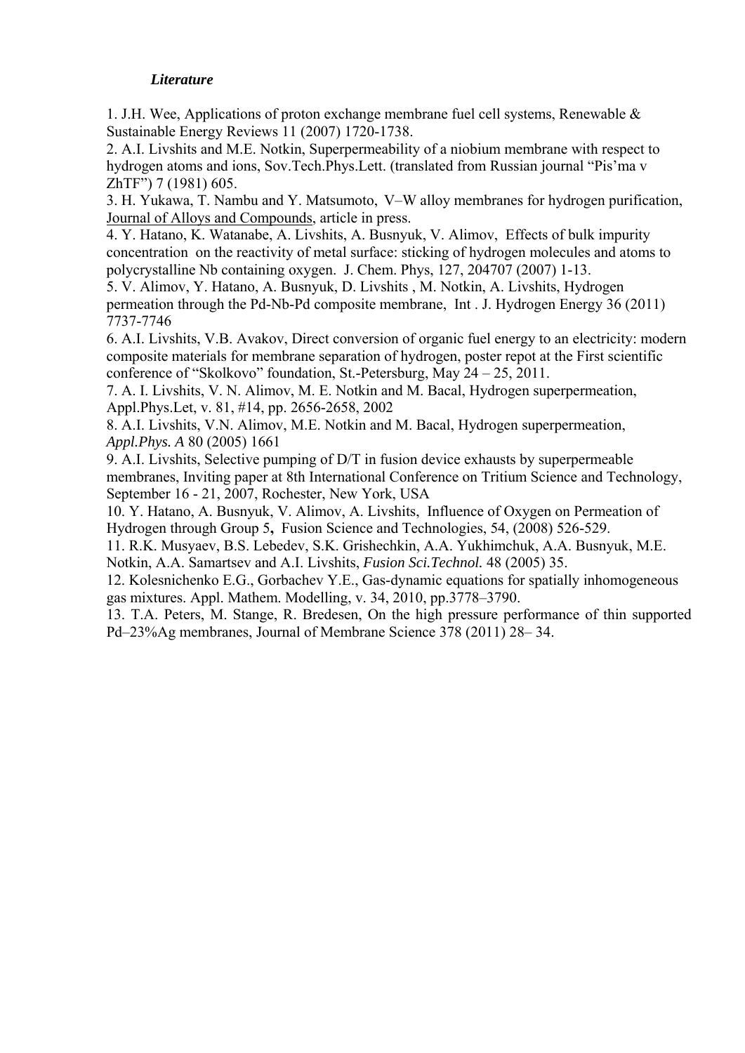*Literature*

1. J.H. Wee, Applications of proton exchange membrane fuel cell systems, Renewable & Sustainable Energy Reviews 11 (2007) 1720-1738.
2. A.I. Livshits and M.E. Notkin, Superpermeability of a niobium membrane with respect to hydrogen atoms and ions, Sov.Tech.Phys.Lett. (translated from Russian journal "Pis'ma v ZhTF") 7 (1981) 605.
3. H. Yukawa, T. Nambu and Y. Matsumoto, V–W alloy membranes for hydrogen purification, Journal of Alloys and Compounds, article in press.
4. Y. Hatano, K. Watanabe, A. Livshits, A. Busnyuk, V. Alimov, Effects of bulk impurity concentration on the reactivity of metal surface: sticking of hydrogen molecules and atoms to polycrystalline Nb containing oxygen. J. Chem. Phys, 127, 204707 (2007) 1-13.
5. V. Alimov, Y. Hatano, A. Busnyuk, D. Livshits , M. Notkin, A. Livshits, Hydrogen permeation through the Pd-Nb-Pd composite membrane, Int . J. Hydrogen Energy 36 (2011) 7737-7746
6. A.I. Livshits, V.B. Avakov, Direct conversion of organic fuel energy to an electricity: modern composite materials for membrane separation of hydrogen, poster repot at the First scientific conference of "Skolkovo" foundation, St.-Petersburg, May 24 – 25, 2011.
7. A. I. Livshits, V. N. Alimov, M. E. Notkin and M. Bacal, Hydrogen superpermeation, Appl.Phys.Let, v. 81, #14, pp. 2656-2658, 2002
8. A.I. Livshits, V.N. Alimov, M.E. Notkin and M. Bacal, Hydrogen superpermeation, *Appl.Phys. A* 80 (2005) 1661
9. A.I. Livshits, Selective pumping of D/T in fusion device exhausts by superpermeable membranes, Inviting paper at 8th International Conference on Tritium Science and Technology, September 16 - 21, 2007, Rochester, New York, USA
10. Y. Hatano, A. Busnyuk, V. Alimov, A. Livshits, Influence of Oxygen on Permeation of Hydrogen through Group 5, Fusion Science and Technologies, 54, (2008) 526-529.
11. R.K. Musyaev, B.S. Lebedev, S.K. Grishechkin, A.A. Yukhimchuk, A.A. Busnyuk, M.E. Notkin, A.A. Samartsev and A.I. Livshits, *Fusion Sci.Technol.* 48 (2005) 35.
12. Kolesnichenko E.G., Gorbachev Y.E., Gas-dynamic equations for spatially inhomogeneous gas mixtures. Appl. Mathem. Modelling, v. 34, 2010, pp.3778–3790.
13. T.A. Peters, M. Stange, R. Bredesen, On the high pressure performance of thin supported Pd–23%Ag membranes, Journal of Membrane Science 378 (2011) 28– 34.